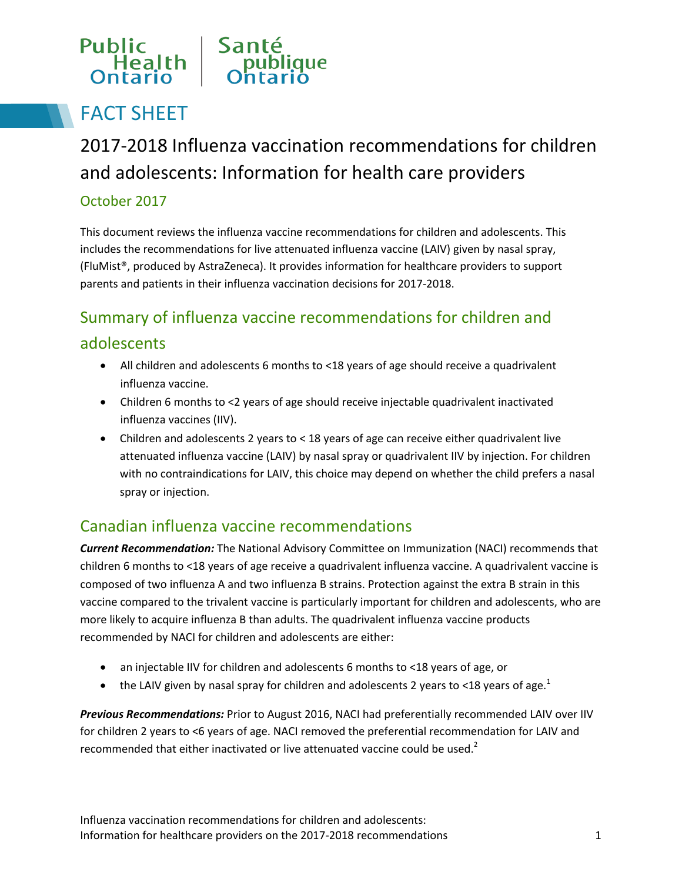Public Health Ontario | Santé publique Ontario

# FACT SHEET

# 2017-2018 Influenza vaccination recommendations for children and adolescents: Information for health care providers

October 2017

This document reviews the influenza vaccine recommendations for children and adolescents. This includes the recommendations for live attenuated influenza vaccine (LAIV) given by nasal spray, (FluMist®, produced by AstraZeneca). It provides information for healthcare providers to support parents and patients in their influenza vaccination decisions for 2017-2018.

## Summary of influenza vaccine recommendations for children and adolescents

- All children and adolescents 6 months to <18 years of age should receive a quadrivalent influenza vaccine.
- Children 6 months to <2 years of age should receive injectable quadrivalent inactivated influenza vaccines (IIV).
- Children and adolescents 2 years to < 18 years of age can receive either quadrivalent live attenuated influenza vaccine (LAIV) by nasal spray or quadrivalent IIV by injection. For children with no contraindications for LAIV, this choice may depend on whether the child prefers a nasal spray or injection.

## Canadian influenza vaccine recommendations

***Current Recommendation:*** The National Advisory Committee on Immunization (NACI) recommends that children 6 months to <18 years of age receive a quadrivalent influenza vaccine. A quadrivalent vaccine is composed of two influenza A and two influenza B strains. Protection against the extra B strain in this vaccine compared to the trivalent vaccine is particularly important for children and adolescents, who are more likely to acquire influenza B than adults. The quadrivalent influenza vaccine products recommended by NACI for children and adolescents are either:

- an injectable IIV for children and adolescents 6 months to <18 years of age, or
- the LAIV given by nasal spray for children and adolescents 2 years to <18 years of age.[1]

***Previous Recommendations:*** Prior to August 2016, NACI had preferentially recommended LAIV over IIV for children 2 years to <6 years of age. NACI removed the preferential recommendation for LAIV and recommended that either inactivated or live attenuated vaccine could be used.[2]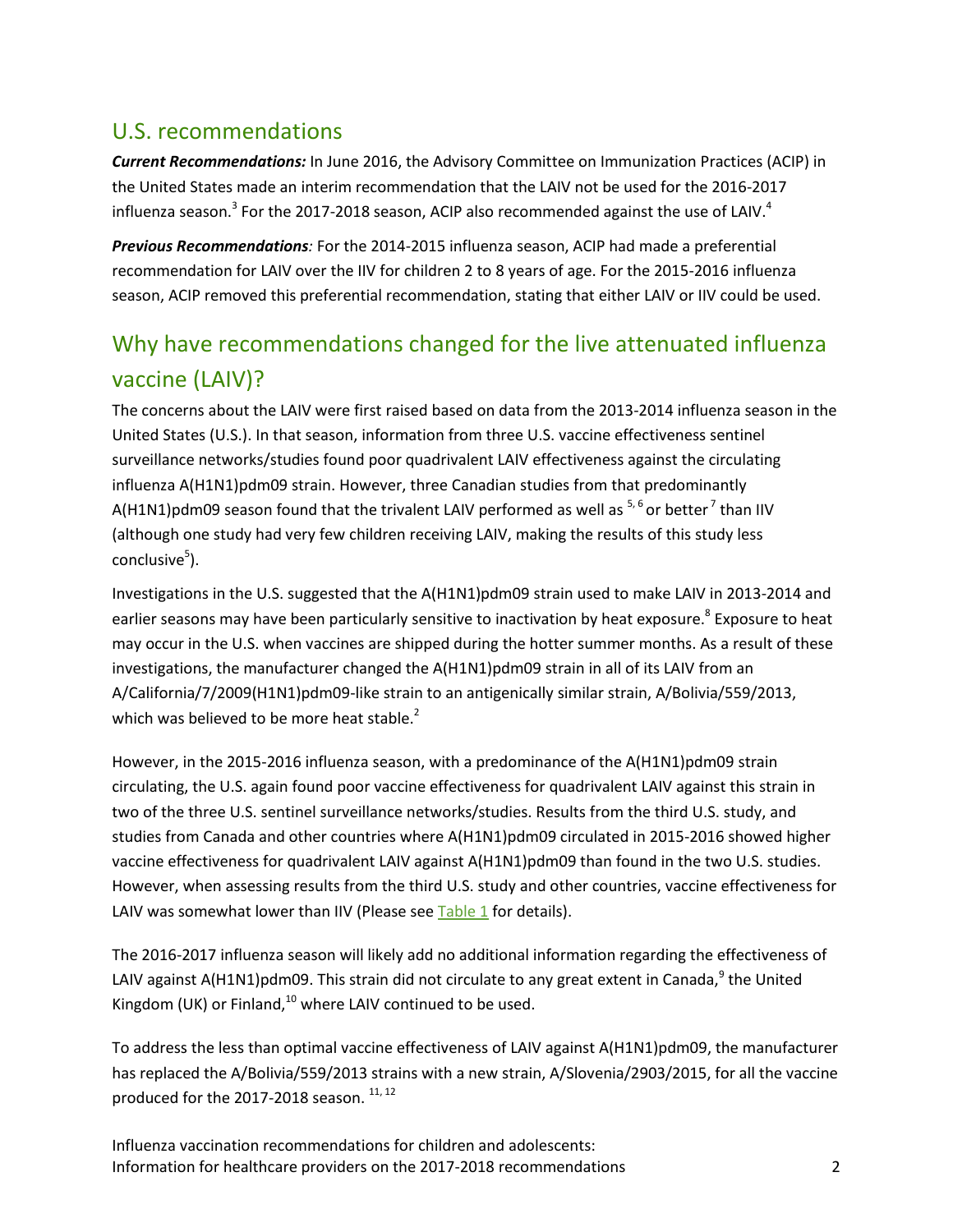## U.S. recommendations

***Current Recommendations:*** In June 2016, the Advisory Committee on Immunization Practices (ACIP) in the United States made an interim recommendation that the LAIV not be used for the 2016-2017 influenza season.[3] For the 2017-2018 season, ACIP also recommended against the use of LAIV.[4]

***Previous Recommendations****:* For the 2014-2015 influenza season, ACIP had made a preferential recommendation for LAIV over the IIV for children 2 to 8 years of age. For the 2015-2016 influenza season, ACIP removed this preferential recommendation, stating that either LAIV or IIV could be used.

## Why have recommendations changed for the live attenuated influenza vaccine (LAIV)?

The concerns about the LAIV were first raised based on data from the 2013-2014 influenza season in the United States (U.S.). In that season, information from three U.S. vaccine effectiveness sentinel surveillance networks/studies found poor quadrivalent LAIV effectiveness against the circulating influenza A(H1N1)pdm09 strain. However, three Canadian studies from that predominantly A(H1N1)pdm09 season found that the trivalent LAIV performed as well as [5, 6] or better [7] than IIV (although one study had very few children receiving LAIV, making the results of this study less conclusive[5]).

Investigations in the U.S. suggested that the A(H1N1)pdm09 strain used to make LAIV in 2013-2014 and earlier seasons may have been particularly sensitive to inactivation by heat exposure.[8] Exposure to heat may occur in the U.S. when vaccines are shipped during the hotter summer months. As a result of these investigations, the manufacturer changed the A(H1N1)pdm09 strain in all of its LAIV from an A/California/7/2009(H1N1)pdm09-like strain to an antigenically similar strain, A/Bolivia/559/2013, which was believed to be more heat stable.[2]

However, in the 2015-2016 influenza season, with a predominance of the A(H1N1)pdm09 strain circulating, the U.S. again found poor vaccine effectiveness for quadrivalent LAIV against this strain in two of the three U.S. sentinel surveillance networks/studies. Results from the third U.S. study, and studies from Canada and other countries where A(H1N1)pdm09 circulated in 2015-2016 showed higher vaccine effectiveness for quadrivalent LAIV against A(H1N1)pdm09 than found in the two U.S. studies. However, when assessing results from the third U.S. study and other countries, vaccine effectiveness for LAIV was somewhat lower than IIV (Please see Table 1 for details).

The 2016-2017 influenza season will likely add no additional information regarding the effectiveness of LAIV against A(H1N1)pdm09. This strain did not circulate to any great extent in Canada,[9] the United Kingdom (UK) or Finland,[10] where LAIV continued to be used.

To address the less than optimal vaccine effectiveness of LAIV against A(H1N1)pdm09, the manufacturer has replaced the A/Bolivia/559/2013 strains with a new strain, A/Slovenia/2903/2015, for all the vaccine produced for the 2017-2018 season. [11, 12]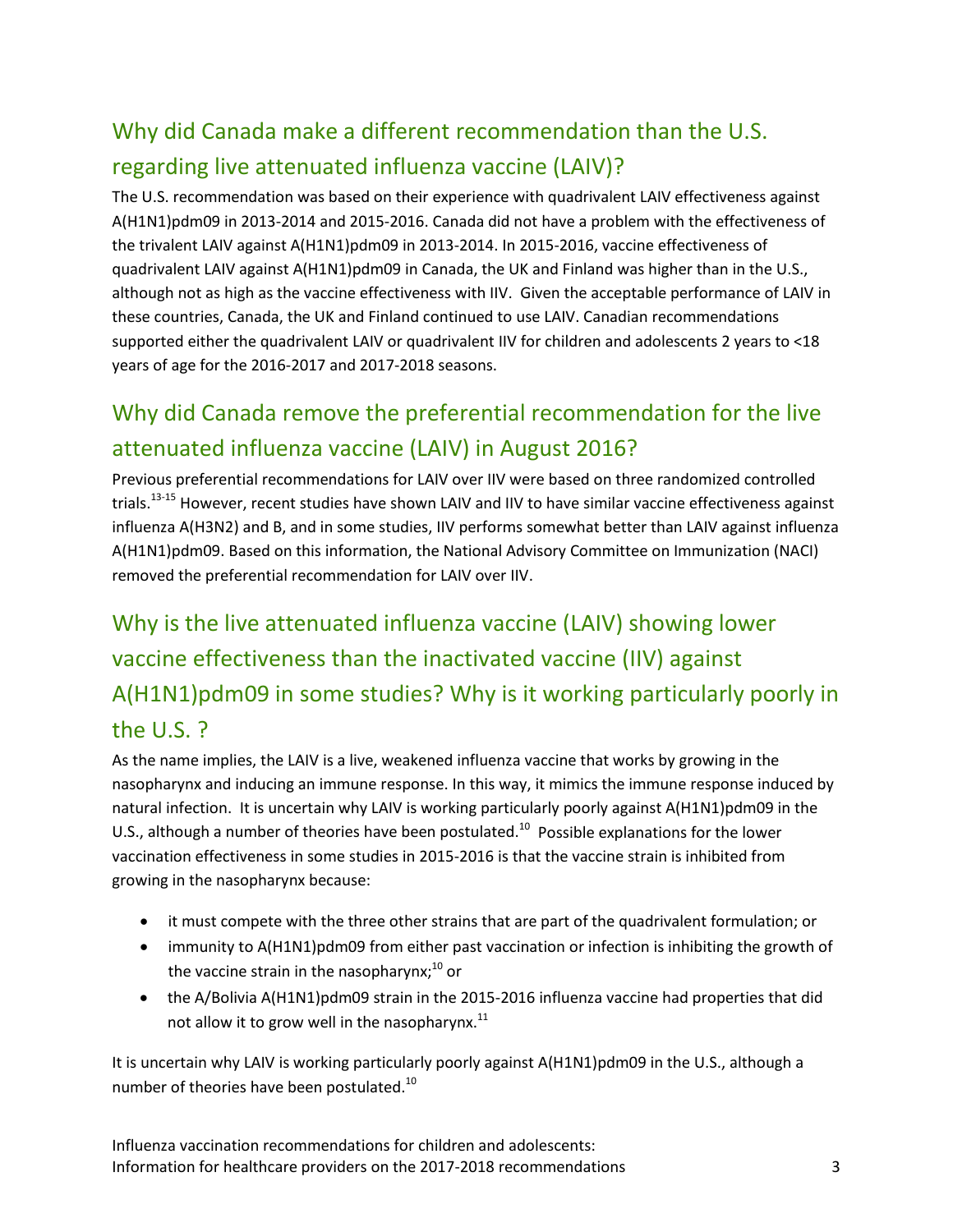## Why did Canada make a different recommendation than the U.S. regarding live attenuated influenza vaccine (LAIV)?

The U.S. recommendation was based on their experience with quadrivalent LAIV effectiveness against A(H1N1)pdm09 in 2013-2014 and 2015-2016. Canada did not have a problem with the effectiveness of the trivalent LAIV against A(H1N1)pdm09 in 2013-2014. In 2015-2016, vaccine effectiveness of quadrivalent LAIV against A(H1N1)pdm09 in Canada, the UK and Finland was higher than in the U.S., although not as high as the vaccine effectiveness with IIV. Given the acceptable performance of LAIV in these countries, Canada, the UK and Finland continued to use LAIV. Canadian recommendations supported either the quadrivalent LAIV or quadrivalent IIV for children and adolescents 2 years to <18 years of age for the 2016-2017 and 2017-2018 seasons.

## Why did Canada remove the preferential recommendation for the live attenuated influenza vaccine (LAIV) in August 2016?

Previous preferential recommendations for LAIV over IIV were based on three randomized controlled trials.[13-15] However, recent studies have shown LAIV and IIV to have similar vaccine effectiveness against influenza A(H3N2) and B, and in some studies, IIV performs somewhat better than LAIV against influenza A(H1N1)pdm09. Based on this information, the National Advisory Committee on Immunization (NACI) removed the preferential recommendation for LAIV over IIV.

## Why is the live attenuated influenza vaccine (LAIV) showing lower vaccine effectiveness than the inactivated vaccine (IIV) against A(H1N1)pdm09 in some studies? Why is it working particularly poorly in the U.S. ?

As the name implies, the LAIV is a live, weakened influenza vaccine that works by growing in the nasopharynx and inducing an immune response. In this way, it mimics the immune response induced by natural infection. It is uncertain why LAIV is working particularly poorly against A(H1N1)pdm09 in the U.S., although a number of theories have been postulated.[10] Possible explanations for the lower vaccination effectiveness in some studies in 2015-2016 is that the vaccine strain is inhibited from growing in the nasopharynx because:

- it must compete with the three other strains that are part of the quadrivalent formulation; or
- immunity to A(H1N1)pdm09 from either past vaccination or infection is inhibiting the growth of the vaccine strain in the nasopharynx;[10] or
- the A/Bolivia A(H1N1)pdm09 strain in the 2015-2016 influenza vaccine had properties that did not allow it to grow well in the nasopharynx.[11]

It is uncertain why LAIV is working particularly poorly against A(H1N1)pdm09 in the U.S., although a number of theories have been postulated.[10]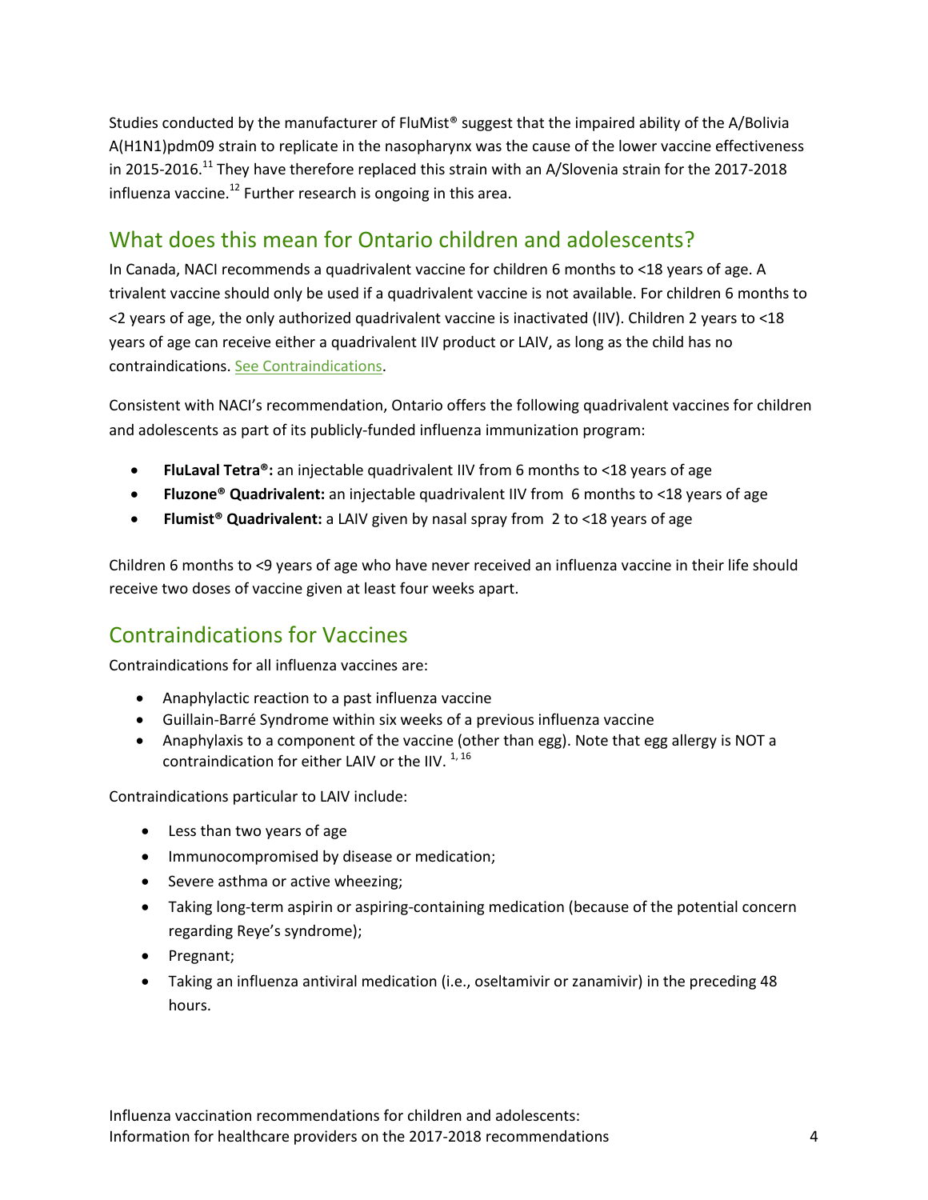Studies conducted by the manufacturer of FluMist® suggest that the impaired ability of the A/Bolivia A(H1N1)pdm09 strain to replicate in the nasopharynx was the cause of the lower vaccine effectiveness in 2015-2016.[11] They have therefore replaced this strain with an A/Slovenia strain for the 2017-2018 influenza vaccine.[12] Further research is ongoing in this area.

## What does this mean for Ontario children and adolescents?

In Canada, NACI recommends a quadrivalent vaccine for children 6 months to <18 years of age. A trivalent vaccine should only be used if a quadrivalent vaccine is not available. For children 6 months to <2 years of age, the only authorized quadrivalent vaccine is inactivated (IIV). Children 2 years to <18 years of age can receive either a quadrivalent IIV product or LAIV, as long as the child has no contraindications. See Contraindications.

Consistent with NACI's recommendation, Ontario offers the following quadrivalent vaccines for children and adolescents as part of its publicly-funded influenza immunization program:

- **FluLaval Tetra®:** an injectable quadrivalent IIV from 6 months to <18 years of age
- **Fluzone® Quadrivalent:** an injectable quadrivalent IIV from 6 months to <18 years of age
- **Flumist® Quadrivalent:** a LAIV given by nasal spray from 2 to <18 years of age

Children 6 months to <9 years of age who have never received an influenza vaccine in their life should receive two doses of vaccine given at least four weeks apart.

## Contraindications for Vaccines

Contraindications for all influenza vaccines are:

- Anaphylactic reaction to a past influenza vaccine
- Guillain-Barré Syndrome within six weeks of a previous influenza vaccine
- Anaphylaxis to a component of the vaccine (other than egg). Note that egg allergy is NOT a contraindication for either LAIV or the IIV. [1, 16]

Contraindications particular to LAIV include:

- Less than two years of age
- Immunocompromised by disease or medication;
- Severe asthma or active wheezing;
- Taking long-term aspirin or aspiring-containing medication (because of the potential concern regarding Reye's syndrome);
- Pregnant;
- Taking an influenza antiviral medication (i.e., oseltamivir or zanamivir) in the preceding 48 hours.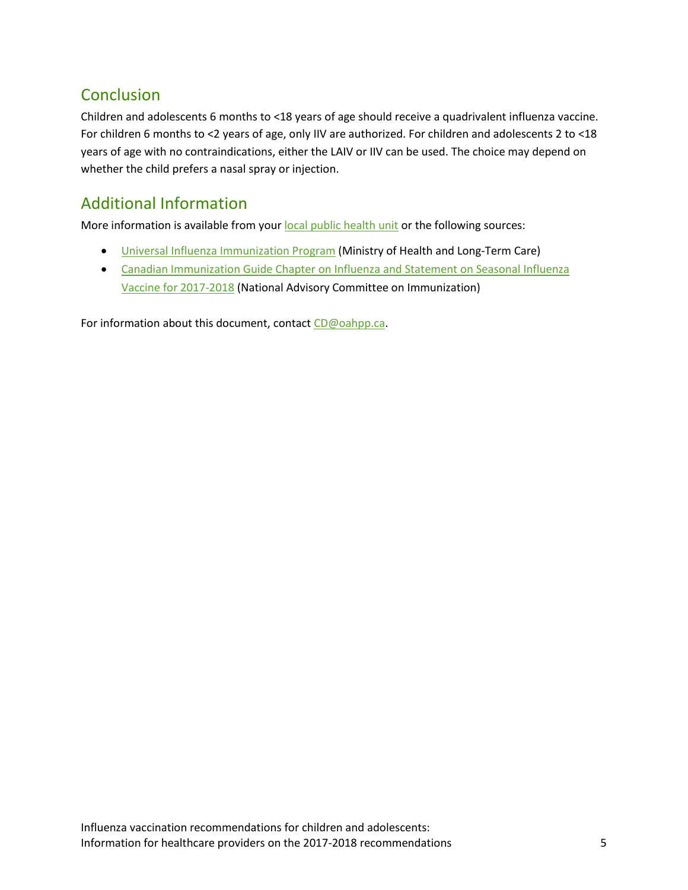## Conclusion

Children and adolescents 6 months to <18 years of age should receive a quadrivalent influenza vaccine. For children 6 months to <2 years of age, only IIV are authorized. For children and adolescents 2 to <18 years of age with no contraindications, either the LAIV or IIV can be used. The choice may depend on whether the child prefers a nasal spray or injection.

## Additional Information

More information is available from your local public health unit or the following sources:

- Universal Influenza Immunization Program (Ministry of Health and Long-Term Care)
- Canadian Immunization Guide Chapter on Influenza and Statement on Seasonal Influenza Vaccine for 2017-2018 (National Advisory Committee on Immunization)

For information about this document, contact CD@oahpp.ca.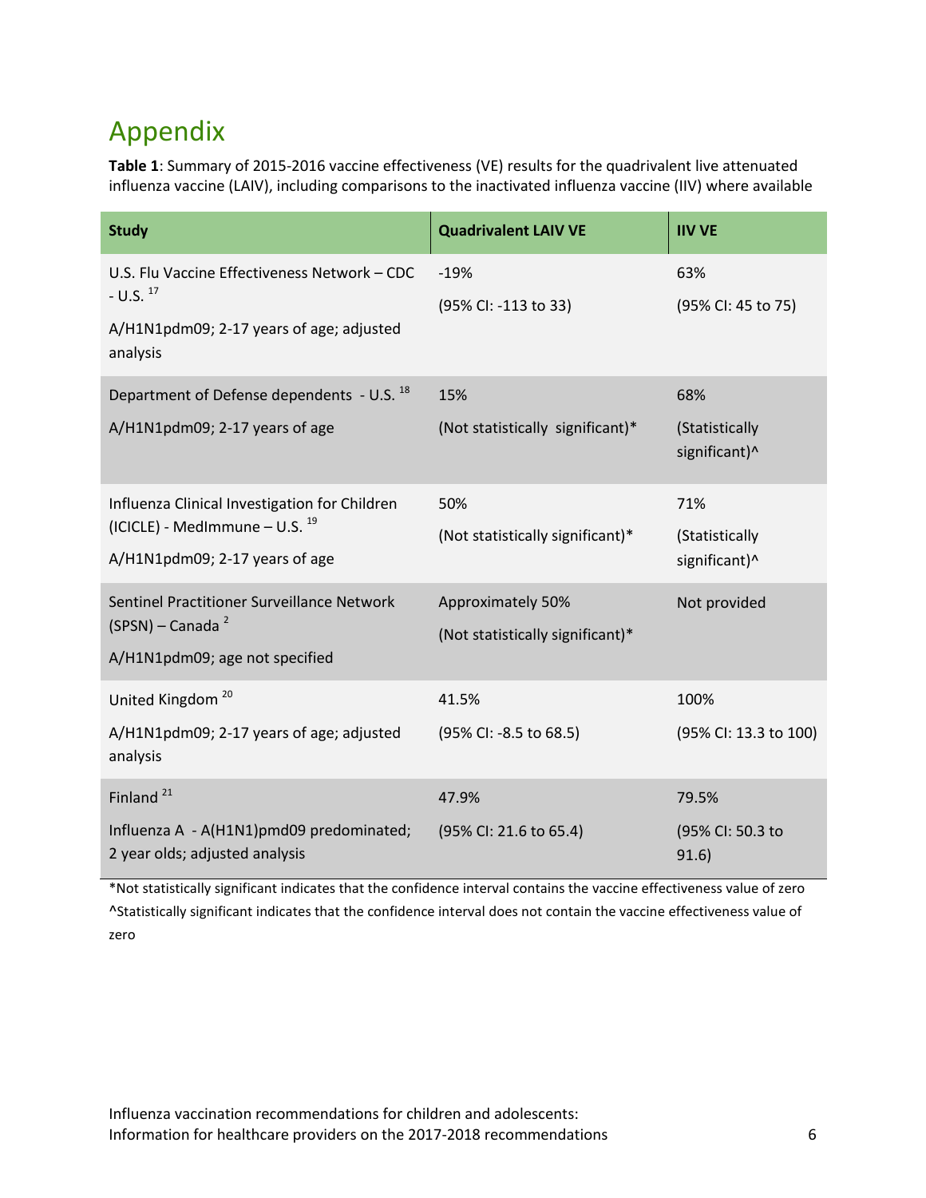# Appendix

**Table 1**: Summary of 2015-2016 vaccine effectiveness (VE) results for the quadrivalent live attenuated influenza vaccine (LAIV), including comparisons to the inactivated influenza vaccine (IIV) where available

| Study | Quadrivalent LAIV VE | IIV VE |
|---|---|---|
| U.S. Flu Vaccine Effectiveness Network – CDC - U.S. [17]<br>A/H1N1pdm09; 2-17 years of age; adjusted analysis | -19%<br>(95% CI: -113 to 33) | 63%<br>(95% CI: 45 to 75) |
| Department of Defense dependents - U.S. [18]<br>A/H1N1pdm09; 2-17 years of age | 15%<br>(Not statistically significant)* | 68%<br>(Statistically significant)^ |
| Influenza Clinical Investigation for Children (ICICLE) - MedImmune – U.S. [19]<br>A/H1N1pdm09; 2-17 years of age | 50%<br>(Not statistically significant)* | 71%<br>(Statistically significant)^ |
| Sentinel Practitioner Surveillance Network (SPSN) – Canada [2]<br>A/H1N1pdm09; age not specified | Approximately 50%<br>(Not statistically significant)* | Not provided |
| United Kingdom [20]<br>A/H1N1pdm09; 2-17 years of age; adjusted analysis | 41.5%<br>(95% CI: -8.5 to 68.5) | 100%<br>(95% CI: 13.3 to 100) |
| Finland [21]<br>Influenza A - A(H1N1)pmd09 predominated; 2 year olds; adjusted analysis | 47.9%<br>(95% CI: 21.6 to 65.4) | 79.5%<br>(95% CI: 50.3 to 91.6) |

*Not statistically significant indicates that the confidence interval contains the vaccine effectiveness value of zero

^Statistically significant indicates that the confidence interval does not contain the vaccine effectiveness value of zero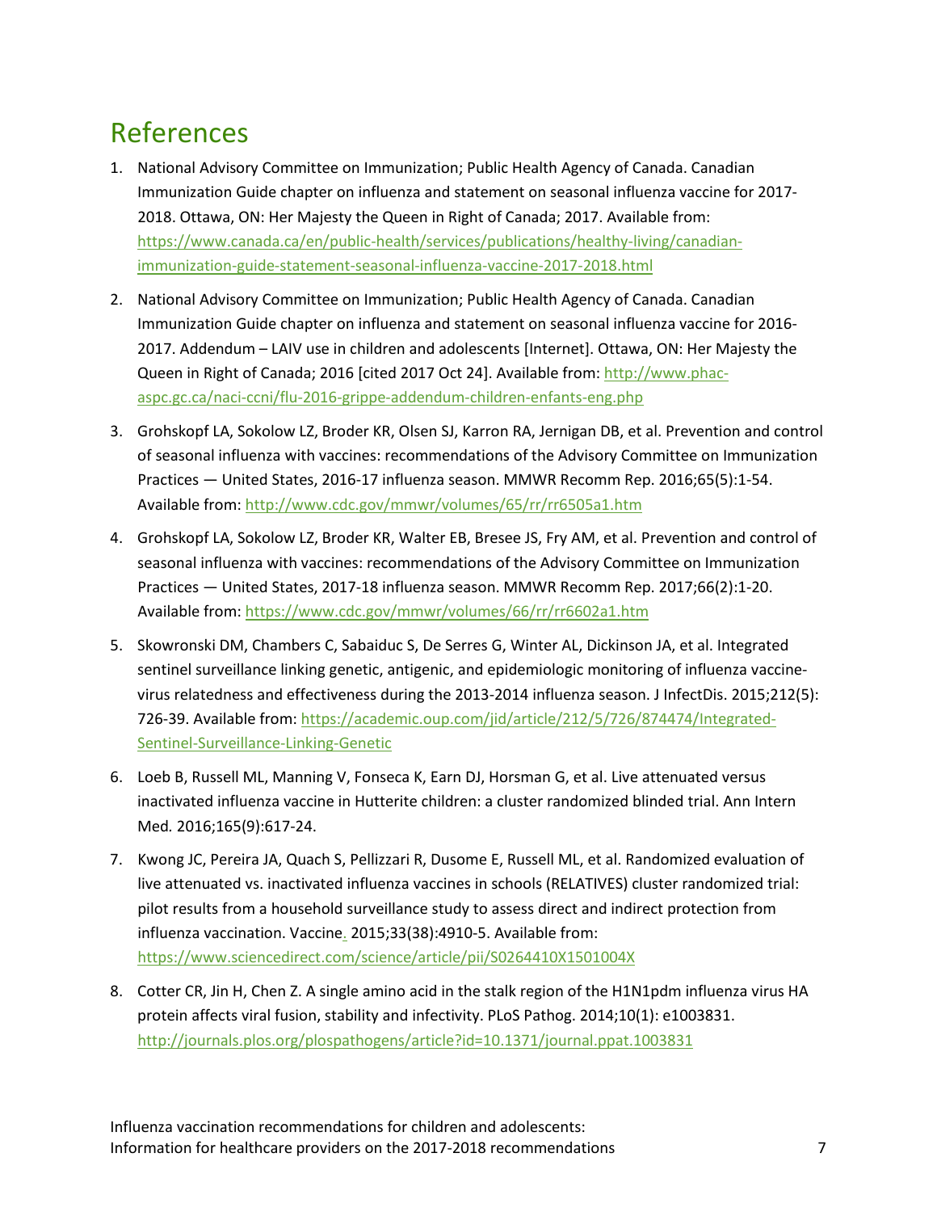# References

1. National Advisory Committee on Immunization; Public Health Agency of Canada. Canadian Immunization Guide chapter on influenza and statement on seasonal influenza vaccine for 2017-2018. Ottawa, ON: Her Majesty the Queen in Right of Canada; 2017. Available from: https://www.canada.ca/en/public-health/services/publications/healthy-living/canadian-immunization-guide-statement-seasonal-influenza-vaccine-2017-2018.html

2. National Advisory Committee on Immunization; Public Health Agency of Canada. Canadian Immunization Guide chapter on influenza and statement on seasonal influenza vaccine for 2016-2017. Addendum – LAIV use in children and adolescents [Internet]. Ottawa, ON: Her Majesty the Queen in Right of Canada; 2016 [cited 2017 Oct 24]. Available from: http://www.phac-aspc.gc.ca/naci-ccni/flu-2016-grippe-addendum-children-enfants-eng.php

3. Grohskopf LA, Sokolow LZ, Broder KR, Olsen SJ, Karron RA, Jernigan DB, et al. Prevention and control of seasonal influenza with vaccines: recommendations of the Advisory Committee on Immunization Practices — United States, 2016-17 influenza season. MMWR Recomm Rep. 2016;65(5):1-54. Available from: http://www.cdc.gov/mmwr/volumes/65/rr/rr6505a1.htm

4. Grohskopf LA, Sokolow LZ, Broder KR, Walter EB, Bresee JS, Fry AM, et al. Prevention and control of seasonal influenza with vaccines: recommendations of the Advisory Committee on Immunization Practices — United States, 2017-18 influenza season. MMWR Recomm Rep. 2017;66(2):1-20. Available from: https://www.cdc.gov/mmwr/volumes/66/rr/rr6602a1.htm

5. Skowronski DM, Chambers C, Sabaiduc S, De Serres G, Winter AL, Dickinson JA, et al. Integrated sentinel surveillance linking genetic, antigenic, and epidemiologic monitoring of influenza vaccine-virus relatedness and effectiveness during the 2013-2014 influenza season. J InfectDis. 2015;212(5): 726-39. Available from: https://academic.oup.com/jid/article/212/5/726/874474/Integrated-Sentinel-Surveillance-Linking-Genetic

6. Loeb B, Russell ML, Manning V, Fonseca K, Earn DJ, Horsman G, et al. Live attenuated versus inactivated influenza vaccine in Hutterite children: a cluster randomized blinded trial. Ann Intern Med. 2016;165(9):617-24.

7. Kwong JC, Pereira JA, Quach S, Pellizzari R, Dusome E, Russell ML, et al. Randomized evaluation of live attenuated vs. inactivated influenza vaccines in schools (RELATIVES) cluster randomized trial: pilot results from a household surveillance study to assess direct and indirect protection from influenza vaccination. Vaccine. 2015;33(38):4910-5. Available from: https://www.sciencedirect.com/science/article/pii/S0264410X1501004X

8. Cotter CR, Jin H, Chen Z. A single amino acid in the stalk region of the H1N1pdm influenza virus HA protein affects viral fusion, stability and infectivity. PLoS Pathog. 2014;10(1): e1003831. http://journals.plos.org/plospathogens/article?id=10.1371/journal.ppat.1003831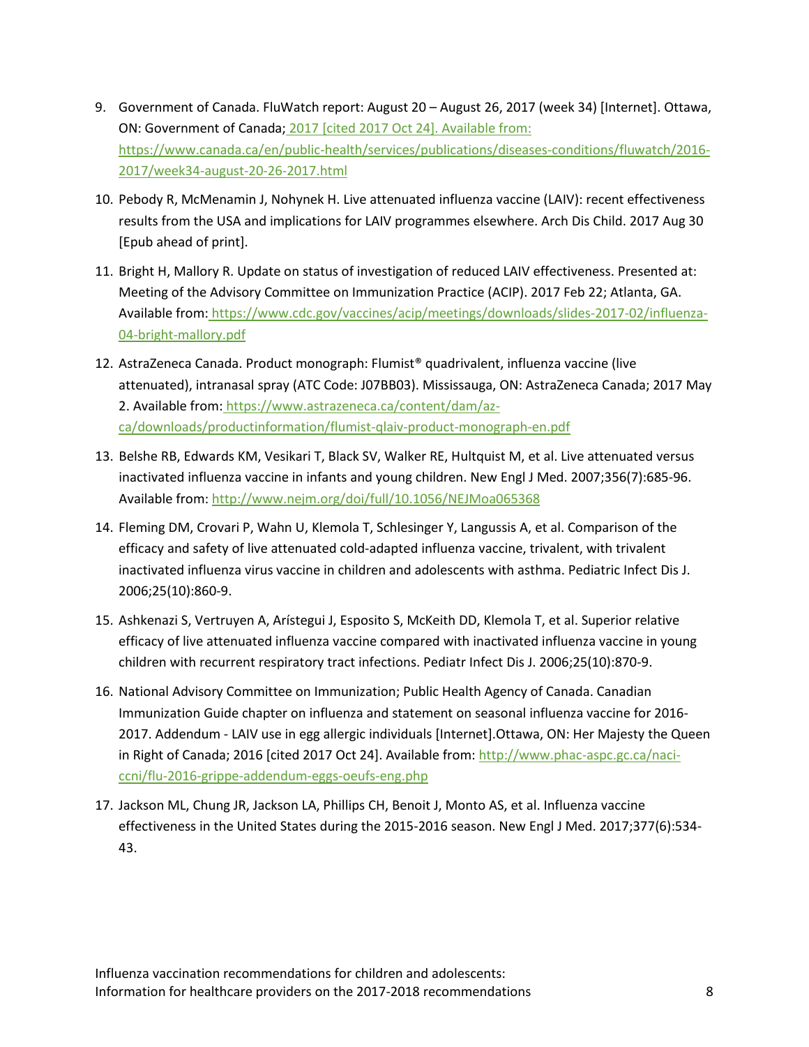9. Government of Canada. FluWatch report: August 20 – August 26, 2017 (week 34) [Internet]. Ottawa, ON: Government of Canada; 2017 [cited 2017 Oct 24]. Available from: https://www.canada.ca/en/public-health/services/publications/diseases-conditions/fluwatch/2016-2017/week34-august-20-26-2017.html

10. Pebody R, McMenamin J, Nohynek H. Live attenuated influenza vaccine (LAIV): recent effectiveness results from the USA and implications for LAIV programmes elsewhere. Arch Dis Child. 2017 Aug 30 [Epub ahead of print].

11. Bright H, Mallory R. Update on status of investigation of reduced LAIV effectiveness. Presented at: Meeting of the Advisory Committee on Immunization Practice (ACIP). 2017 Feb 22; Atlanta, GA. Available from: https://www.cdc.gov/vaccines/acip/meetings/downloads/slides-2017-02/influenza-04-bright-mallory.pdf

12. AstraZeneca Canada. Product monograph: Flumist® quadrivalent, influenza vaccine (live attenuated), intranasal spray (ATC Code: J07BB03). Mississauga, ON: AstraZeneca Canada; 2017 May 2. Available from: https://www.astrazeneca.ca/content/dam/az-ca/downloads/productinformation/flumist-qlaiv-product-monograph-en.pdf

13. Belshe RB, Edwards KM, Vesikari T, Black SV, Walker RE, Hultquist M, et al. Live attenuated versus inactivated influenza vaccine in infants and young children. New Engl J Med. 2007;356(7):685-96. Available from: http://www.nejm.org/doi/full/10.1056/NEJMoa065368

14. Fleming DM, Crovari P, Wahn U, Klemola T, Schlesinger Y, Langussis A, et al. Comparison of the efficacy and safety of live attenuated cold-adapted influenza vaccine, trivalent, with trivalent inactivated influenza virus vaccine in children and adolescents with asthma. Pediatric Infect Dis J. 2006;25(10):860-9.

15. Ashkenazi S, Vertruyen A, Arístegui J, Esposito S, McKeith DD, Klemola T, et al. Superior relative efficacy of live attenuated influenza vaccine compared with inactivated influenza vaccine in young children with recurrent respiratory tract infections. Pediatr Infect Dis J. 2006;25(10):870-9.

16. National Advisory Committee on Immunization; Public Health Agency of Canada. Canadian Immunization Guide chapter on influenza and statement on seasonal influenza vaccine for 2016-2017. Addendum - LAIV use in egg allergic individuals [Internet].Ottawa, ON: Her Majesty the Queen in Right of Canada; 2016 [cited 2017 Oct 24]. Available from: http://www.phac-aspc.gc.ca/naci-ccni/flu-2016-grippe-addendum-eggs-oeufs-eng.php

17. Jackson ML, Chung JR, Jackson LA, Phillips CH, Benoit J, Monto AS, et al. Influenza vaccine effectiveness in the United States during the 2015-2016 season. New Engl J Med. 2017;377(6):534-43.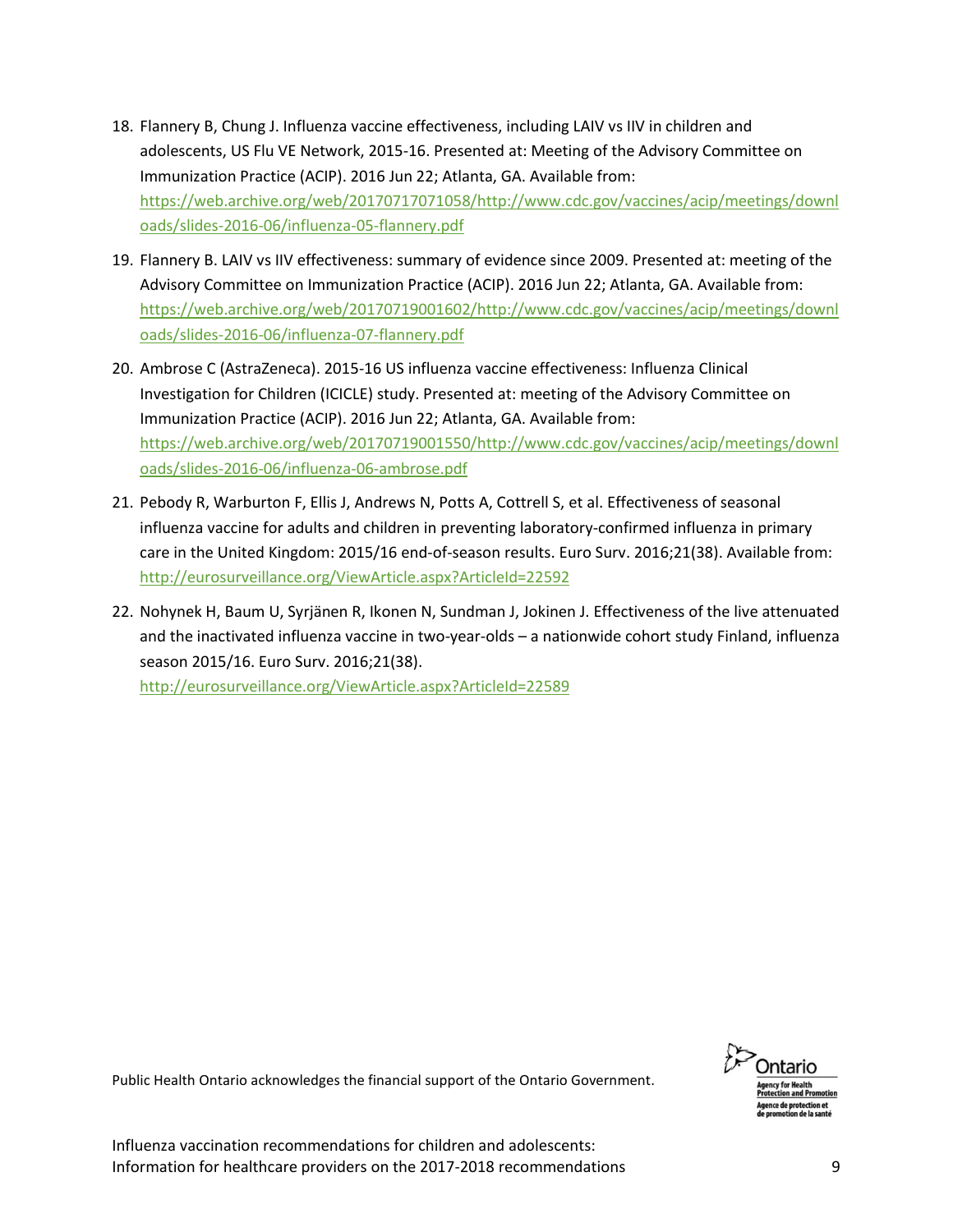18. Flannery B, Chung J. Influenza vaccine effectiveness, including LAIV vs IIV in children and adolescents, US Flu VE Network, 2015-16. Presented at: Meeting of the Advisory Committee on Immunization Practice (ACIP). 2016 Jun 22; Atlanta, GA. Available from: https://web.archive.org/web/20170717071058/http://www.cdc.gov/vaccines/acip/meetings/downloads/slides-2016-06/influenza-05-flannery.pdf

19. Flannery B. LAIV vs IIV effectiveness: summary of evidence since 2009. Presented at: meeting of the Advisory Committee on Immunization Practice (ACIP). 2016 Jun 22; Atlanta, GA. Available from: https://web.archive.org/web/20170719001602/http://www.cdc.gov/vaccines/acip/meetings/downloads/slides-2016-06/influenza-07-flannery.pdf

20. Ambrose C (AstraZeneca). 2015-16 US influenza vaccine effectiveness: Influenza Clinical Investigation for Children (ICICLE) study. Presented at: meeting of the Advisory Committee on Immunization Practice (ACIP). 2016 Jun 22; Atlanta, GA. Available from: https://web.archive.org/web/20170719001550/http://www.cdc.gov/vaccines/acip/meetings/downloads/slides-2016-06/influenza-06-ambrose.pdf

21. Pebody R, Warburton F, Ellis J, Andrews N, Potts A, Cottrell S, et al. Effectiveness of seasonal influenza vaccine for adults and children in preventing laboratory-confirmed influenza in primary care in the United Kingdom: 2015/16 end-of-season results. Euro Surv. 2016;21(38). Available from: http://eurosurveillance.org/ViewArticle.aspx?ArticleId=22592

22. Nohynek H, Baum U, Syrjänen R, Ikonen N, Sundman J, Jokinen J. Effectiveness of the live attenuated and the inactivated influenza vaccine in two-year-olds – a nationwide cohort study Finland, influenza season 2015/16. Euro Surv. 2016;21(38). http://eurosurveillance.org/ViewArticle.aspx?ArticleId=22589

Public Health Ontario acknowledges the financial support of the Ontario Government.